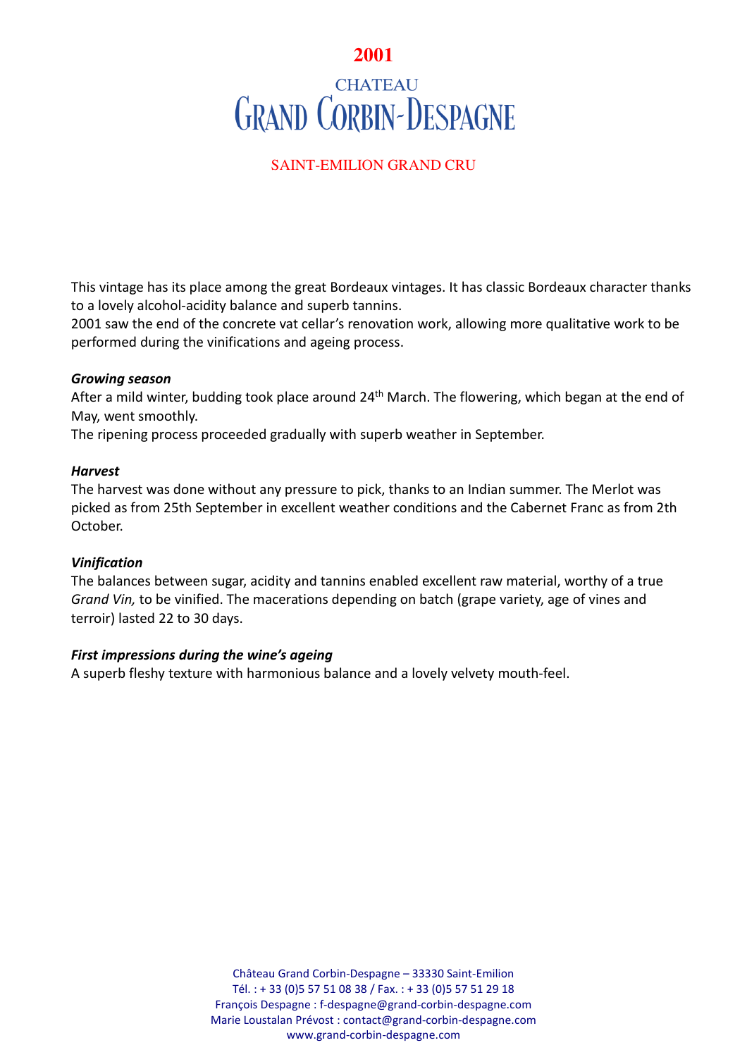# 2001

# CHATEAU GRAND CORBIN-DESPAGNE

## SAINT-EMILION GRAND CRU

This vintage has its place among the great Bordeaux vintages. It has classic Bordeaux character thanks to a lovely alcohol-acidity balance and superb tannins.
2001 saw the end of the concrete vat cellar's renovation work, allowing more qualitative work to be performed during the vinifications and ageing process.

***Growing season***
After a mild winter, budding took place around 24th March. The flowering, which began at the end of May, went smoothly.
The ripening process proceeded gradually with superb weather in September.

***Harvest***
The harvest was done without any pressure to pick, thanks to an Indian summer. The Merlot was picked as from 25th September in excellent weather conditions and the Cabernet Franc as from 2th October.

***Vinification***
The balances between sugar, acidity and tannins enabled excellent raw material, worthy of a true *Grand Vin,* to be vinified. The macerations depending on batch (grape variety, age of vines and terroir) lasted 22 to 30 days.

***First impressions during the wine's ageing***
A superb fleshy texture with harmonious balance and a lovely velvety mouth-feel.

Château Grand Corbin-Despagne – 33330 Saint-Emilion
Tél. : + 33 (0)5 57 51 08 38 / Fax. : + 33 (0)5 57 51 29 18
François Despagne : f-despagne@grand-corbin-despagne.com
Marie Loustalan Prévost : contact@grand-corbin-despagne.com
www.grand-corbin-despagne.com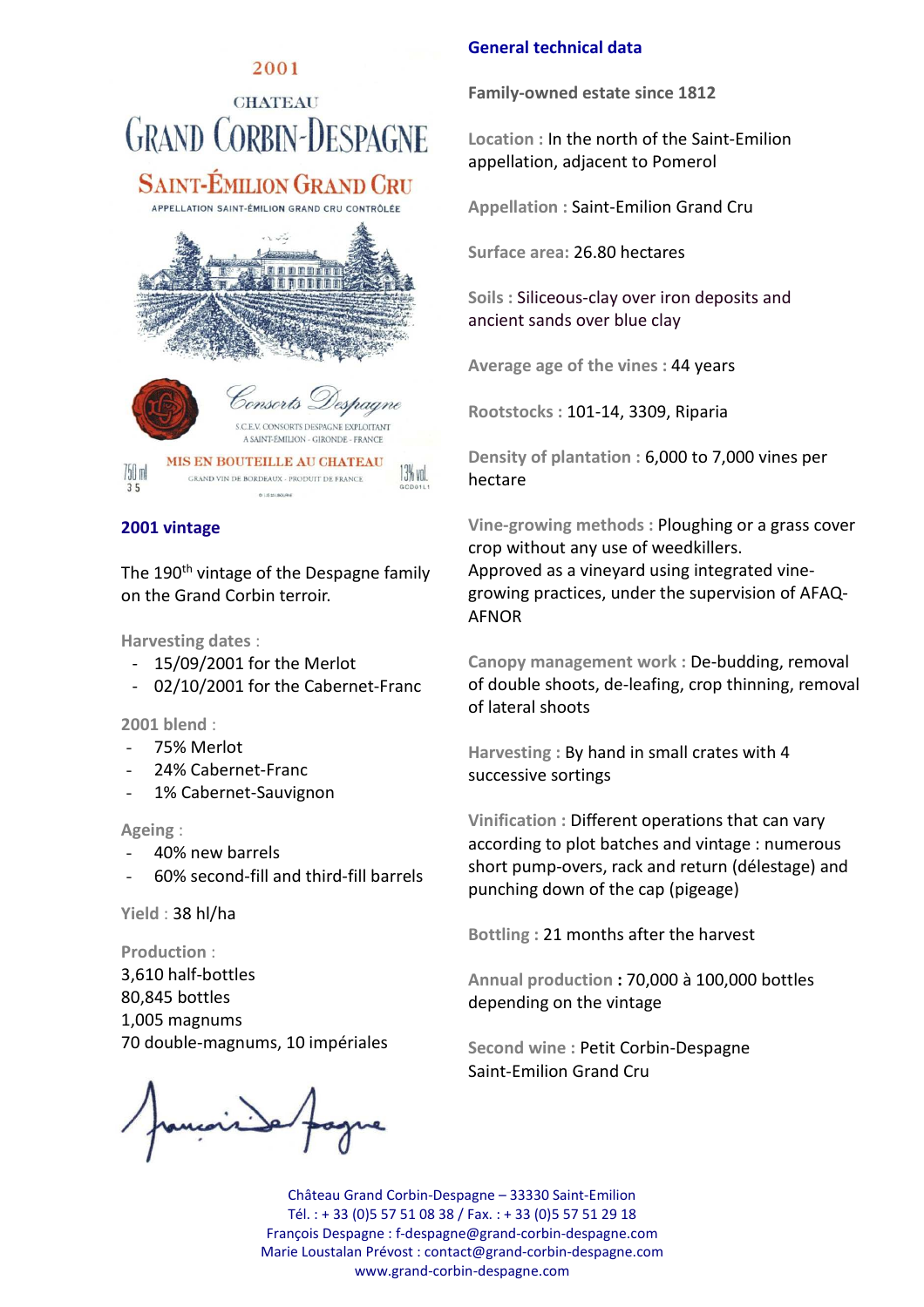2001

CHATEAU

GRAND CORBIN-DESPAGNE

SAINT-ÉMILION GRAND CRU

APPELLATION SAINT-ÉMILION GRAND CRU CONTRÔLÉE

Consorts Despagne

S.C.E.V. CONSORTS DESPAGNE EXPLOITANT
A SAINT-ÉMILION - GIRONDE - FRANCE

MIS EN BOUTEILLE AU CHATEAU

GRAND VIN DE BORDEAUX - PRODUIT DE FRANCE

750 ml

13% vol.

## 2001 vintage

The 190th vintage of the Despagne family on the Grand Corbin terroir.

**Harvesting dates** :

- 15/09/2001 for the Merlot
- 02/10/2001 for the Cabernet-Franc

**2001 blend** :

- 75% Merlot
- 24% Cabernet-Franc
- 1% Cabernet-Sauvignon

**Ageing** :

- 40% new barrels
- 60% second-fill and third-fill barrels

**Yield** : 38 hl/ha

**Production** :
3,610 half-bottles
80,845 bottles
1,005 magnums
70 double-magnums, 10 impériales

## General technical data

**Family-owned estate since 1812**

**Location :** In the north of the Saint-Emilion appellation, adjacent to Pomerol

**Appellation :** Saint-Emilion Grand Cru

**Surface area:** 26.80 hectares

**Soils :** Siliceous-clay over iron deposits and ancient sands over blue clay

**Average age of the vines :** 44 years

**Rootstocks :** 101-14, 3309, Riparia

**Density of plantation :** 6,000 to 7,000 vines per hectare

**Vine-growing methods :** Ploughing or a grass cover crop without any use of weedkillers.
Approved as a vineyard using integrated vine-growing practices, under the supervision of AFAQ-AFNOR

**Canopy management work :** De-budding, removal of double shoots, de-leafing, crop thinning, removal of lateral shoots

**Harvesting :** By hand in small crates with 4 successive sortings

**Vinification :** Different operations that can vary according to plot batches and vintage : numerous short pump-overs, rack and return (délestage) and punching down of the cap (pigeage)

**Bottling :** 21 months after the harvest

**Annual production :** 70,000 à 100,000 bottles depending on the vintage

**Second wine :** Petit Corbin-Despagne Saint-Emilion Grand Cru

Château Grand Corbin-Despagne – 33330 Saint-Emilion
Tél. : + 33 (0)5 57 51 08 38 / Fax. : + 33 (0)5 57 51 29 18
François Despagne : f-despagne@grand-corbin-despagne.com
Marie Loustalan Prévost : contact@grand-corbin-despagne.com
www.grand-corbin-despagne.com